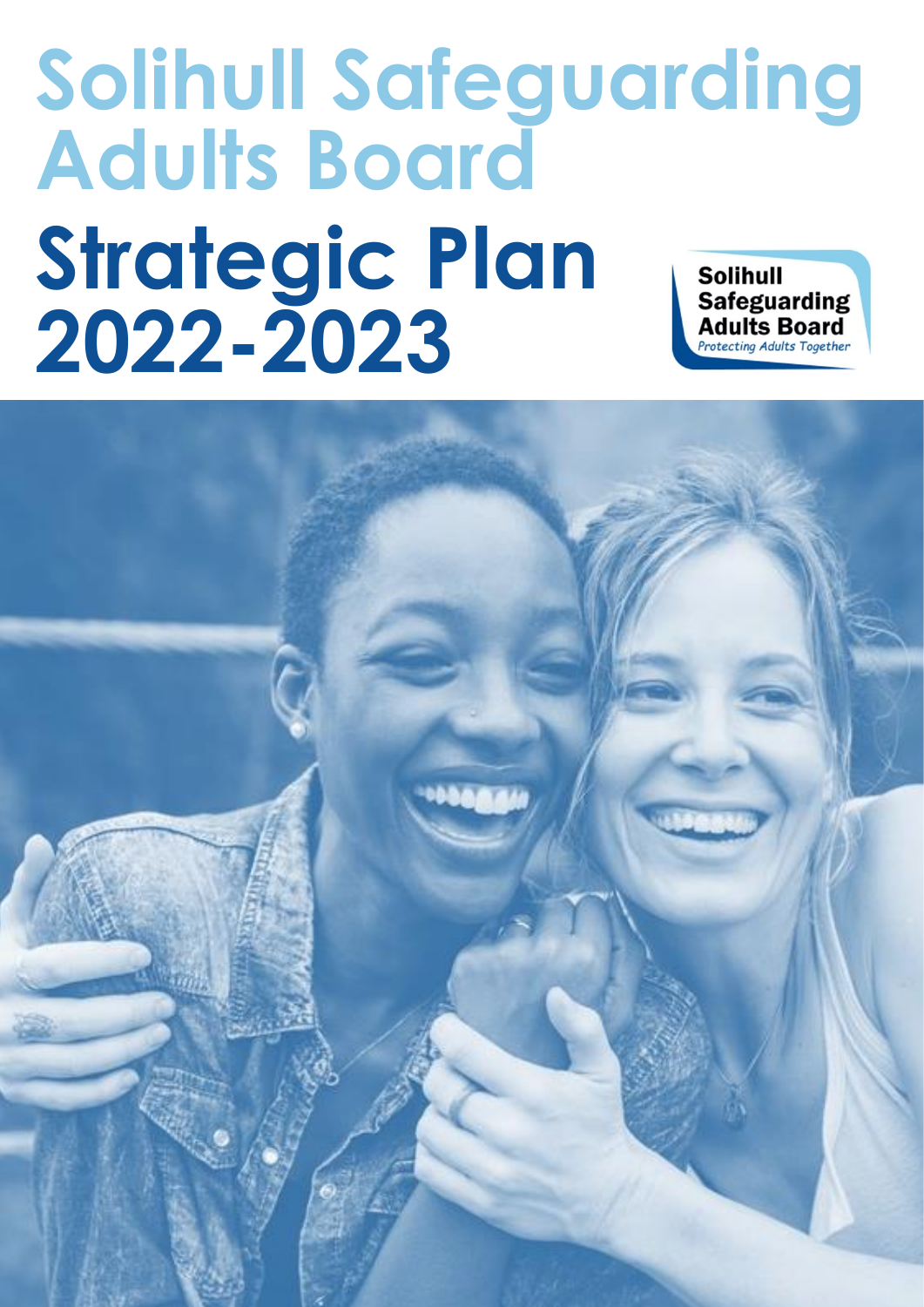# Solihull Safeguarding Adults Board

# Strategic Plan 2022-2023

Solihull Safeguarding Adults Board

*Protecting Adults Together*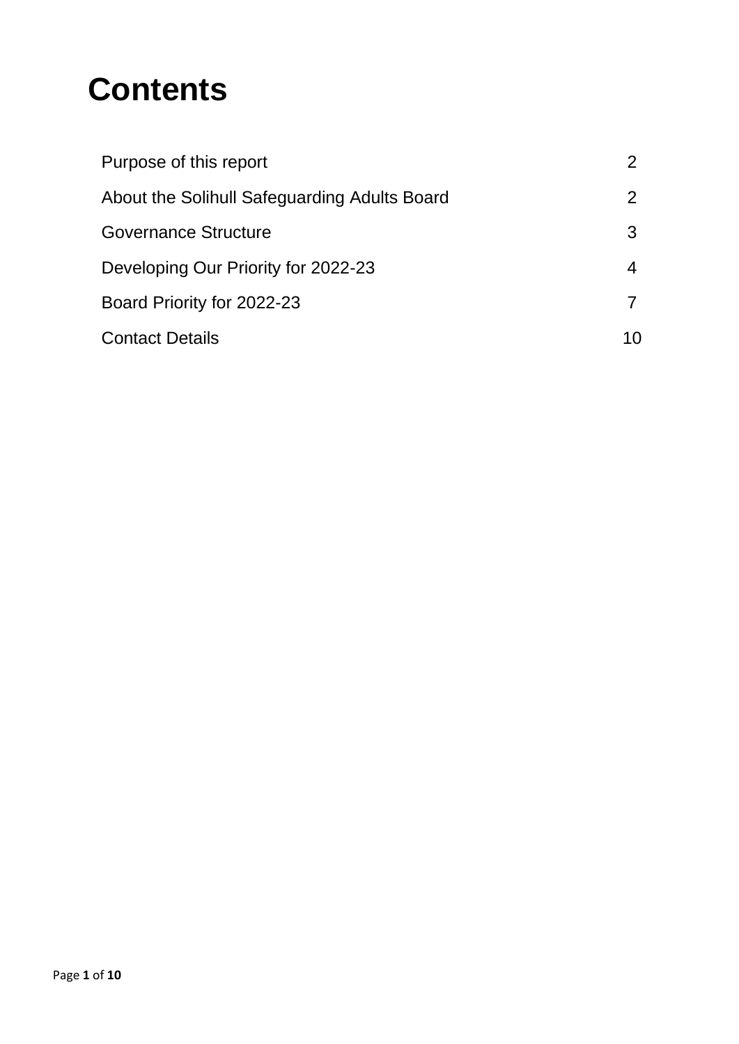# Contents

| | |
|---|---|
| Purpose of this report | 2 |
| About the Solihull Safeguarding Adults Board | 2 |
| Governance Structure | 3 |
| Developing Our Priority for 2022-23 | 4 |
| Board Priority for 2022-23 | 7 |
| Contact Details | 10 |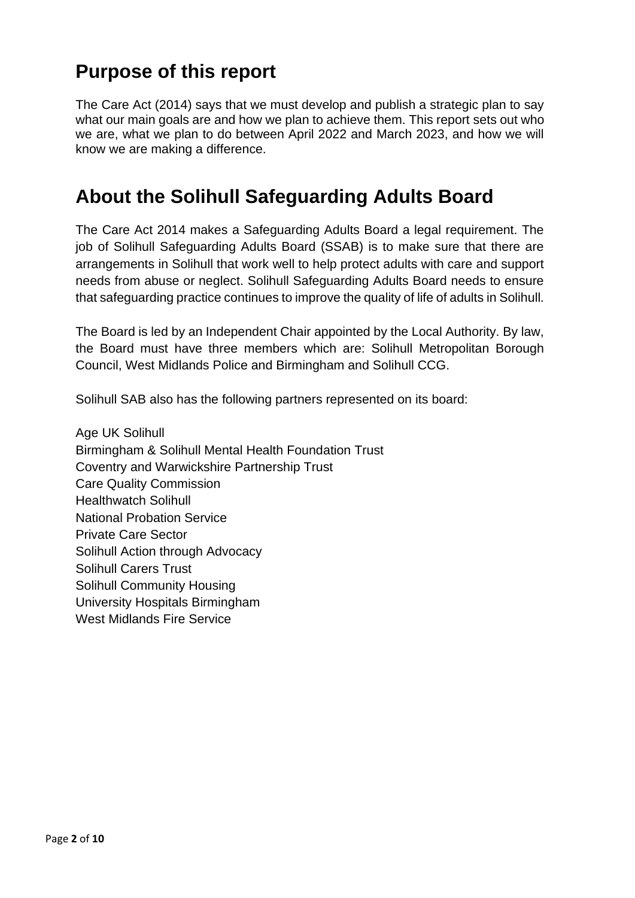## Purpose of this report

The Care Act (2014) says that we must develop and publish a strategic plan to say what our main goals are and how we plan to achieve them. This report sets out who we are, what we plan to do between April 2022 and March 2023, and how we will know we are making a difference.

## About the Solihull Safeguarding Adults Board

The Care Act 2014 makes a Safeguarding Adults Board a legal requirement. The job of Solihull Safeguarding Adults Board (SSAB) is to make sure that there are arrangements in Solihull that work well to help protect adults with care and support needs from abuse or neglect. Solihull Safeguarding Adults Board needs to ensure that safeguarding practice continues to improve the quality of life of adults in Solihull.

The Board is led by an Independent Chair appointed by the Local Authority. By law, the Board must have three members which are: Solihull Metropolitan Borough Council, West Midlands Police and Birmingham and Solihull CCG.

Solihull SAB also has the following partners represented on its board:

Age UK Solihull
Birmingham & Solihull Mental Health Foundation Trust
Coventry and Warwickshire Partnership Trust
Care Quality Commission
Healthwatch Solihull
National Probation Service
Private Care Sector
Solihull Action through Advocacy
Solihull Carers Trust
Solihull Community Housing
University Hospitals Birmingham
West Midlands Fire Service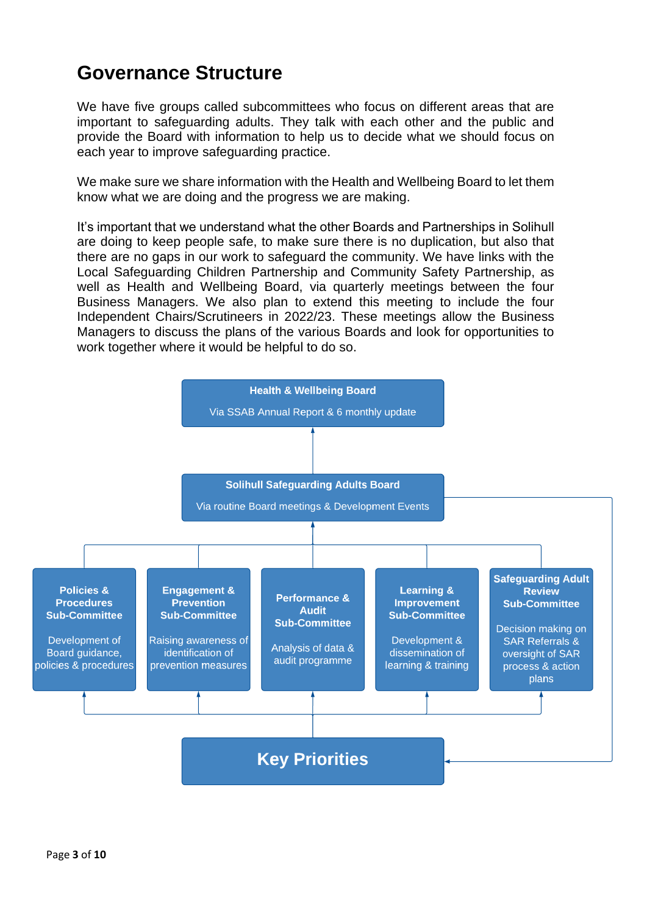# Governance Structure

We have five groups called subcommittees who focus on different areas that are important to safeguarding adults. They talk with each other and the public and provide the Board with information to help us to decide what we should focus on each year to improve safeguarding practice.

We make sure we share information with the Health and Wellbeing Board to let them know what we are doing and the progress we are making.

It's important that we understand what the other Boards and Partnerships in Solihull are doing to keep people safe, to make sure there is no duplication, but also that there are no gaps in our work to safeguard the community. We have links with the Local Safeguarding Children Partnership and Community Safety Partnership, as well as Health and Wellbeing Board, via quarterly meetings between the four Business Managers. We also plan to extend this meeting to include the four Independent Chairs/Scrutineers in 2022/23. These meetings allow the Business Managers to discuss the plans of the various Boards and look for opportunities to work together where it would be helpful to do so.

**Health & Wellbeing Board**
Via SSAB Annual Report & 6 monthly update

**Solihull Safeguarding Adults Board**
Via routine Board meetings & Development Events

**Policies & Procedures Sub-Committee**
Development of Board guidance, policies & procedures

**Engagement & Prevention Sub-Committee**
Raising awareness of identification of prevention measures

**Performance & Audit Sub-Committee**
Analysis of data & audit programme

**Learning & Improvement Sub-Committee**
Development & dissemination of learning & training

**Safeguarding Adult Review Sub-Committee**
Decision making on SAR Referrals & oversight of SAR process & action plans

**Key Priorities**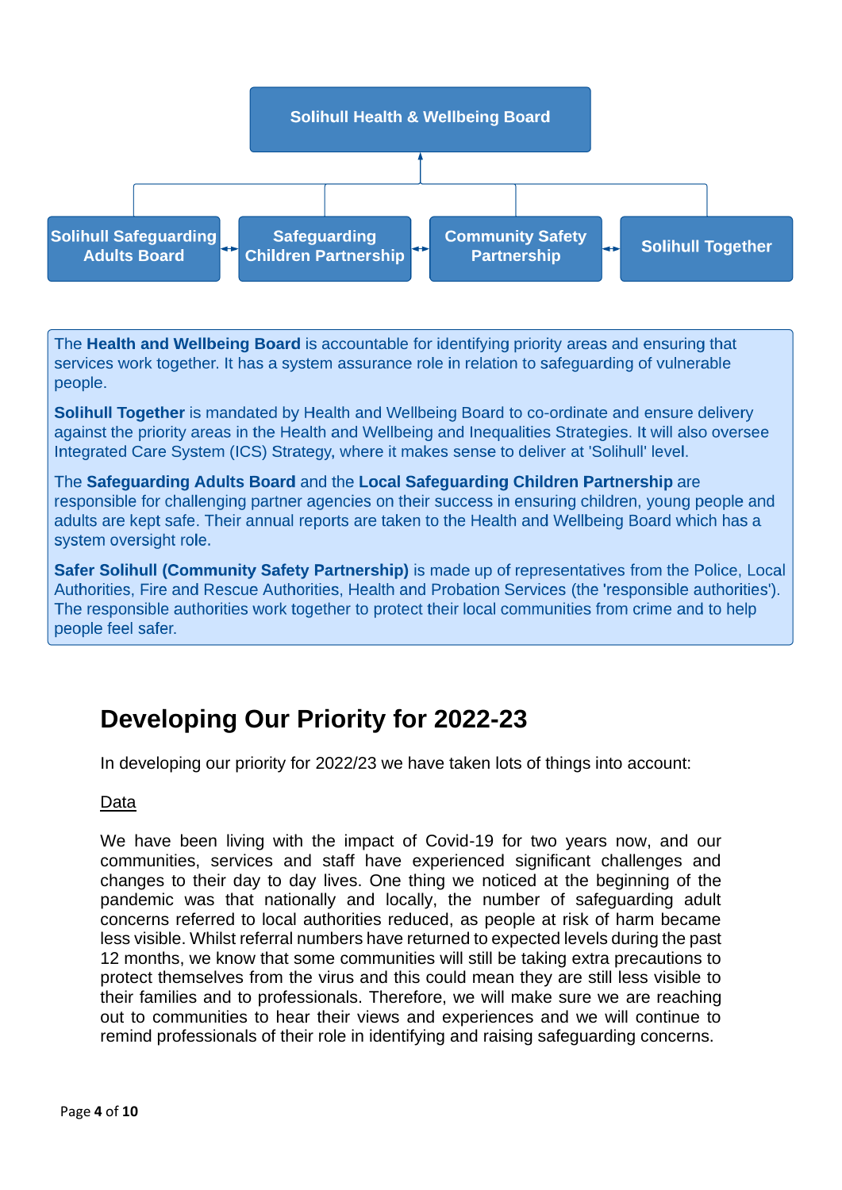Solihull Health & Wellbeing Board

Solihull Safeguarding Adults Board ↔ Safeguarding Children Partnership ↔ Community Safety Partnership ↔ Solihull Together

The **Health and Wellbeing Board** is accountable for identifying priority areas and ensuring that services work together. It has a system assurance role in relation to safeguarding of vulnerable people.

**Solihull Together** is mandated by Health and Wellbeing Board to co-ordinate and ensure delivery against the priority areas in the Health and Wellbeing and Inequalities Strategies. It will also oversee Integrated Care System (ICS) Strategy, where it makes sense to deliver at 'Solihull' level.

The **Safeguarding Adults Board** and the **Local Safeguarding Children Partnership** are responsible for challenging partner agencies on their success in ensuring children, young people and adults are kept safe. Their annual reports are taken to the Health and Wellbeing Board which has a system oversight role.

**Safer Solihull (Community Safety Partnership)** is made up of representatives from the Police, Local Authorities, Fire and Rescue Authorities, Health and Probation Services (the 'responsible authorities'). The responsible authorities work together to protect their local communities from crime and to help people feel safer.

# Developing Our Priority for 2022-23

In developing our priority for 2022/23 we have taken lots of things into account:

Data

We have been living with the impact of Covid-19 for two years now, and our communities, services and staff have experienced significant challenges and changes to their day to day lives. One thing we noticed at the beginning of the pandemic was that nationally and locally, the number of safeguarding adult concerns referred to local authorities reduced, as people at risk of harm became less visible. Whilst referral numbers have returned to expected levels during the past 12 months, we know that some communities will still be taking extra precautions to protect themselves from the virus and this could mean they are still less visible to their families and to professionals. Therefore, we will make sure we are reaching out to communities to hear their views and experiences and we will continue to remind professionals of their role in identifying and raising safeguarding concerns.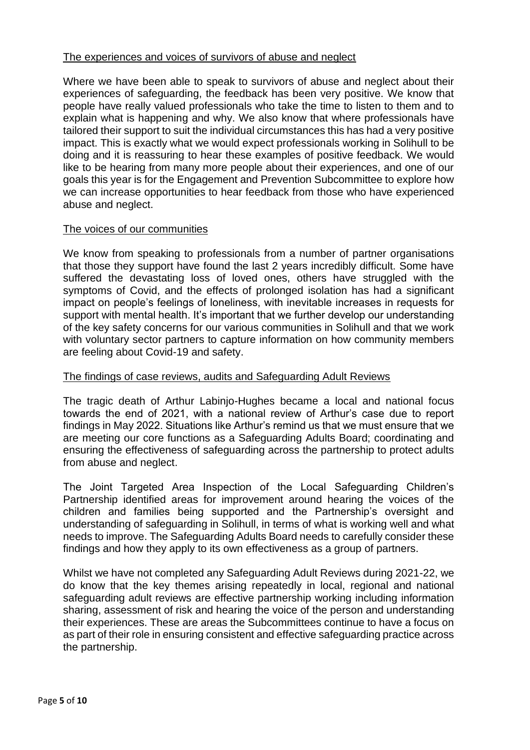## The experiences and voices of survivors of abuse and neglect

Where we have been able to speak to survivors of abuse and neglect about their experiences of safeguarding, the feedback has been very positive. We know that people have really valued professionals who take the time to listen to them and to explain what is happening and why. We also know that where professionals have tailored their support to suit the individual circumstances this has had a very positive impact. This is exactly what we would expect professionals working in Solihull to be doing and it is reassuring to hear these examples of positive feedback. We would like to be hearing from many more people about their experiences, and one of our goals this year is for the Engagement and Prevention Subcommittee to explore how we can increase opportunities to hear feedback from those who have experienced abuse and neglect.

## The voices of our communities

We know from speaking to professionals from a number of partner organisations that those they support have found the last 2 years incredibly difficult. Some have suffered the devastating loss of loved ones, others have struggled with the symptoms of Covid, and the effects of prolonged isolation has had a significant impact on people's feelings of loneliness, with inevitable increases in requests for support with mental health. It's important that we further develop our understanding of the key safety concerns for our various communities in Solihull and that we work with voluntary sector partners to capture information on how community members are feeling about Covid-19 and safety.

## The findings of case reviews, audits and Safeguarding Adult Reviews

The tragic death of Arthur Labinjo-Hughes became a local and national focus towards the end of 2021, with a national review of Arthur's case due to report findings in May 2022. Situations like Arthur's remind us that we must ensure that we are meeting our core functions as a Safeguarding Adults Board; coordinating and ensuring the effectiveness of safeguarding across the partnership to protect adults from abuse and neglect.

The Joint Targeted Area Inspection of the Local Safeguarding Children's Partnership identified areas for improvement around hearing the voices of the children and families being supported and the Partnership's oversight and understanding of safeguarding in Solihull, in terms of what is working well and what needs to improve. The Safeguarding Adults Board needs to carefully consider these findings and how they apply to its own effectiveness as a group of partners.

Whilst we have not completed any Safeguarding Adult Reviews during 2021-22, we do know that the key themes arising repeatedly in local, regional and national safeguarding adult reviews are effective partnership working including information sharing, assessment of risk and hearing the voice of the person and understanding their experiences. These are areas the Subcommittees continue to have a focus on as part of their role in ensuring consistent and effective safeguarding practice across the partnership.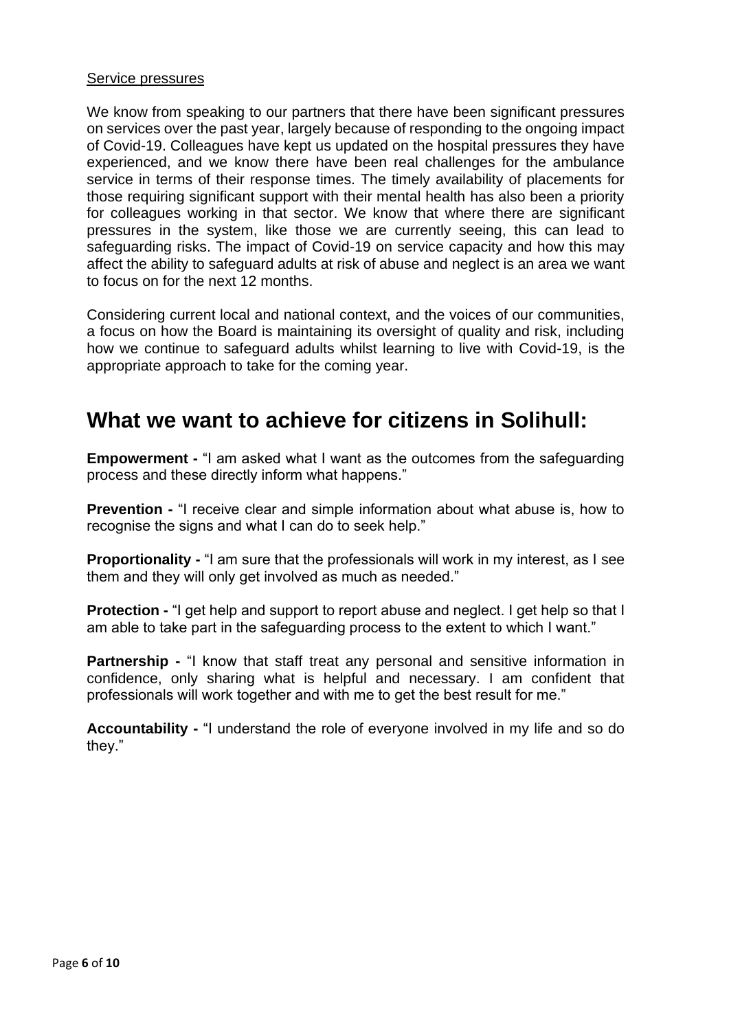Service pressures

We know from speaking to our partners that there have been significant pressures on services over the past year, largely because of responding to the ongoing impact of Covid-19. Colleagues have kept us updated on the hospital pressures they have experienced, and we know there have been real challenges for the ambulance service in terms of their response times. The timely availability of placements for those requiring significant support with their mental health has also been a priority for colleagues working in that sector. We know that where there are significant pressures in the system, like those we are currently seeing, this can lead to safeguarding risks. The impact of Covid-19 on service capacity and how this may affect the ability to safeguard adults at risk of abuse and neglect is an area we want to focus on for the next 12 months.

Considering current local and national context, and the voices of our communities, a focus on how the Board is maintaining its oversight of quality and risk, including how we continue to safeguard adults whilst learning to live with Covid-19, is the appropriate approach to take for the coming year.

## What we want to achieve for citizens in Solihull:

**Empowerment -** "I am asked what I want as the outcomes from the safeguarding process and these directly inform what happens."

**Prevention -** "I receive clear and simple information about what abuse is, how to recognise the signs and what I can do to seek help."

**Proportionality -** "I am sure that the professionals will work in my interest, as I see them and they will only get involved as much as needed."

**Protection -** "I get help and support to report abuse and neglect. I get help so that I am able to take part in the safeguarding process to the extent to which I want."

**Partnership -** "I know that staff treat any personal and sensitive information in confidence, only sharing what is helpful and necessary. I am confident that professionals will work together and with me to get the best result for me."

**Accountability -** "I understand the role of everyone involved in my life and so do they."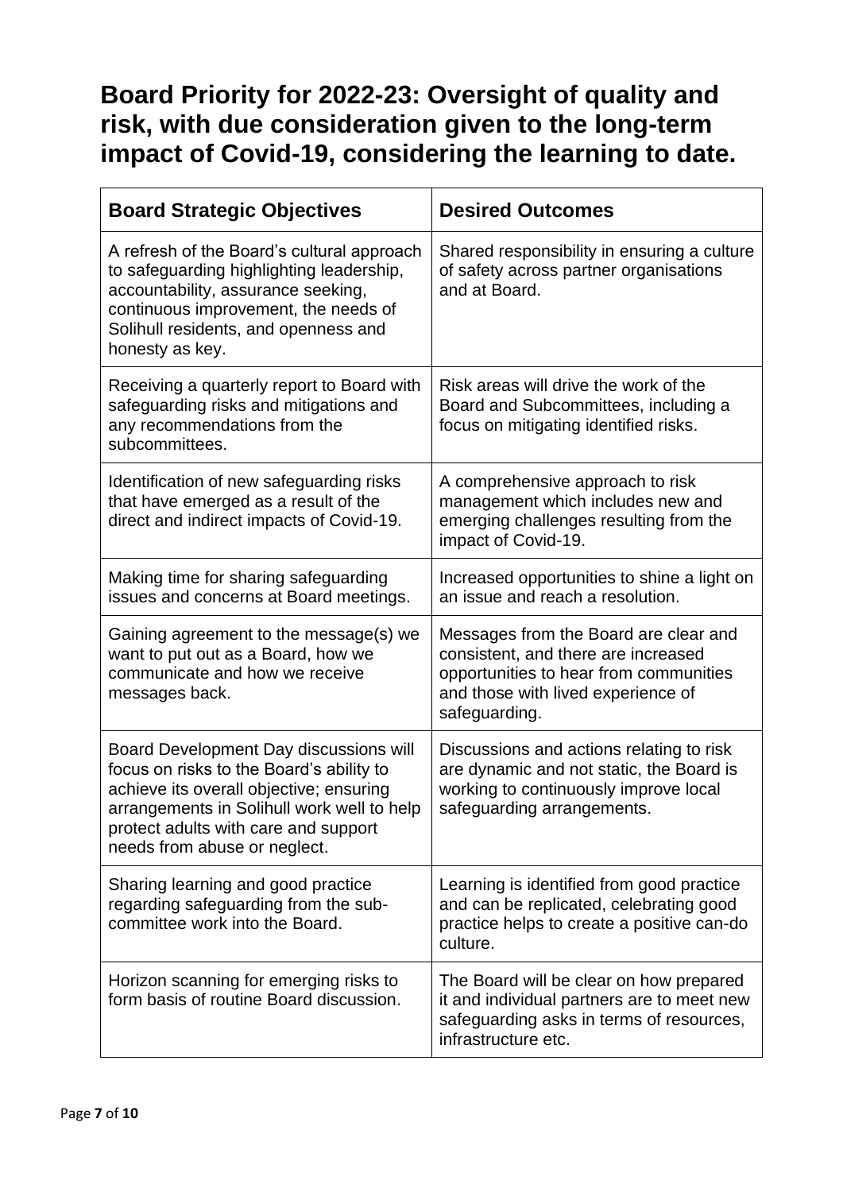# Board Priority for 2022-23: Oversight of quality and risk, with due consideration given to the long-term impact of Covid-19, considering the learning to date.

| Board Strategic Objectives | Desired Outcomes |
|---|---|
| A refresh of the Board's cultural approach to safeguarding highlighting leadership, accountability, assurance seeking, continuous improvement, the needs of Solihull residents, and openness and honesty as key. | Shared responsibility in ensuring a culture of safety across partner organisations and at Board. |
| Receiving a quarterly report to Board with safeguarding risks and mitigations and any recommendations from the subcommittees. | Risk areas will drive the work of the Board and Subcommittees, including a focus on mitigating identified risks. |
| Identification of new safeguarding risks that have emerged as a result of the direct and indirect impacts of Covid-19. | A comprehensive approach to risk management which includes new and emerging challenges resulting from the impact of Covid-19. |
| Making time for sharing safeguarding issues and concerns at Board meetings. | Increased opportunities to shine a light on an issue and reach a resolution. |
| Gaining agreement to the message(s) we want to put out as a Board, how we communicate and how we receive messages back. | Messages from the Board are clear and consistent, and there are increased opportunities to hear from communities and those with lived experience of safeguarding. |
| Board Development Day discussions will focus on risks to the Board's ability to achieve its overall objective; ensuring arrangements in Solihull work well to help protect adults with care and support needs from abuse or neglect. | Discussions and actions relating to risk are dynamic and not static, the Board is working to continuously improve local safeguarding arrangements. |
| Sharing learning and good practice regarding safeguarding from the sub-committee work into the Board. | Learning is identified from good practice and can be replicated, celebrating good practice helps to create a positive can-do culture. |
| Horizon scanning for emerging risks to form basis of routine Board discussion. | The Board will be clear on how prepared it and individual partners are to meet new safeguarding asks in terms of resources, infrastructure etc. |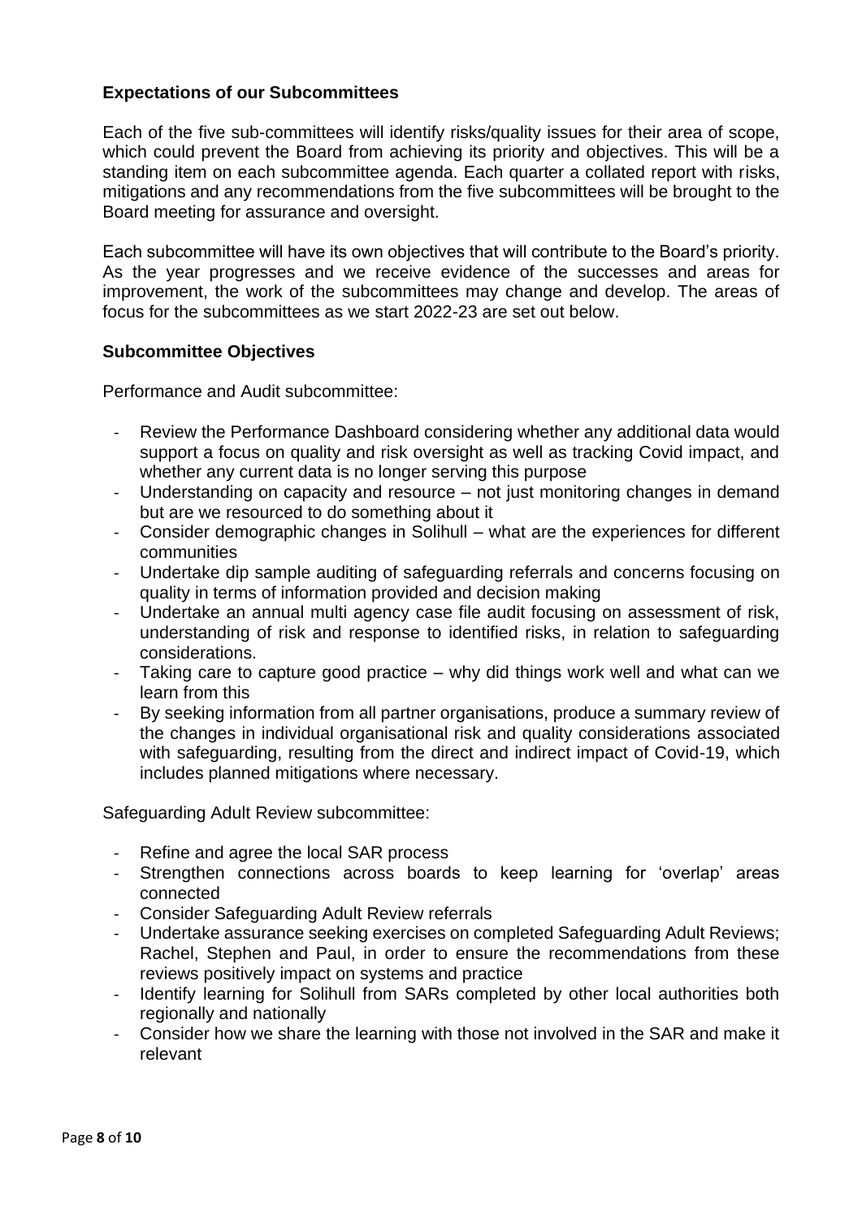## Expectations of our Subcommittees

Each of the five sub-committees will identify risks/quality issues for their area of scope, which could prevent the Board from achieving its priority and objectives. This will be a standing item on each subcommittee agenda. Each quarter a collated report with risks, mitigations and any recommendations from the five subcommittees will be brought to the Board meeting for assurance and oversight.

Each subcommittee will have its own objectives that will contribute to the Board's priority. As the year progresses and we receive evidence of the successes and areas for improvement, the work of the subcommittees may change and develop. The areas of focus for the subcommittees as we start 2022-23 are set out below.

## Subcommittee Objectives

Performance and Audit subcommittee:

- Review the Performance Dashboard considering whether any additional data would support a focus on quality and risk oversight as well as tracking Covid impact, and whether any current data is no longer serving this purpose
- Understanding on capacity and resource – not just monitoring changes in demand but are we resourced to do something about it
- Consider demographic changes in Solihull – what are the experiences for different communities
- Undertake dip sample auditing of safeguarding referrals and concerns focusing on quality in terms of information provided and decision making
- Undertake an annual multi agency case file audit focusing on assessment of risk, understanding of risk and response to identified risks, in relation to safeguarding considerations.
- Taking care to capture good practice – why did things work well and what can we learn from this
- By seeking information from all partner organisations, produce a summary review of the changes in individual organisational risk and quality considerations associated with safeguarding, resulting from the direct and indirect impact of Covid-19, which includes planned mitigations where necessary.

Safeguarding Adult Review subcommittee:

- Refine and agree the local SAR process
- Strengthen connections across boards to keep learning for 'overlap' areas connected
- Consider Safeguarding Adult Review referrals
- Undertake assurance seeking exercises on completed Safeguarding Adult Reviews; Rachel, Stephen and Paul, in order to ensure the recommendations from these reviews positively impact on systems and practice
- Identify learning for Solihull from SARs completed by other local authorities both regionally and nationally
- Consider how we share the learning with those not involved in the SAR and make it relevant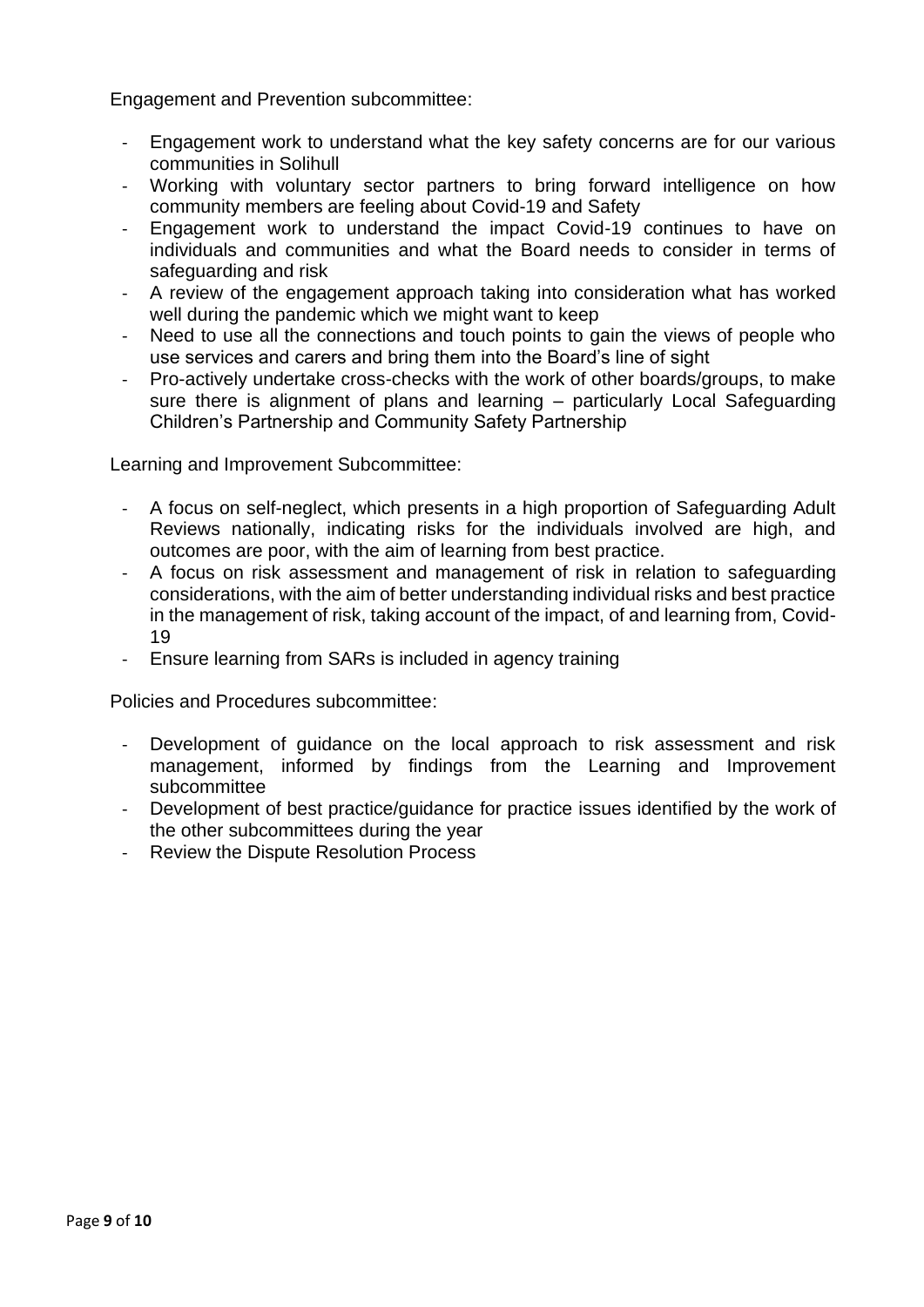Engagement and Prevention subcommittee:

- Engagement work to understand what the key safety concerns are for our various communities in Solihull
- Working with voluntary sector partners to bring forward intelligence on how community members are feeling about Covid-19 and Safety
- Engagement work to understand the impact Covid-19 continues to have on individuals and communities and what the Board needs to consider in terms of safeguarding and risk
- A review of the engagement approach taking into consideration what has worked well during the pandemic which we might want to keep
- Need to use all the connections and touch points to gain the views of people who use services and carers and bring them into the Board's line of sight
- Pro-actively undertake cross-checks with the work of other boards/groups, to make sure there is alignment of plans and learning – particularly Local Safeguarding Children's Partnership and Community Safety Partnership

Learning and Improvement Subcommittee:

- A focus on self-neglect, which presents in a high proportion of Safeguarding Adult Reviews nationally, indicating risks for the individuals involved are high, and outcomes are poor, with the aim of learning from best practice.
- A focus on risk assessment and management of risk in relation to safeguarding considerations, with the aim of better understanding individual risks and best practice in the management of risk, taking account of the impact, of and learning from, Covid-19
- Ensure learning from SARs is included in agency training

Policies and Procedures subcommittee:

- Development of guidance on the local approach to risk assessment and risk management, informed by findings from the Learning and Improvement subcommittee
- Development of best practice/guidance for practice issues identified by the work of the other subcommittees during the year
- Review the Dispute Resolution Process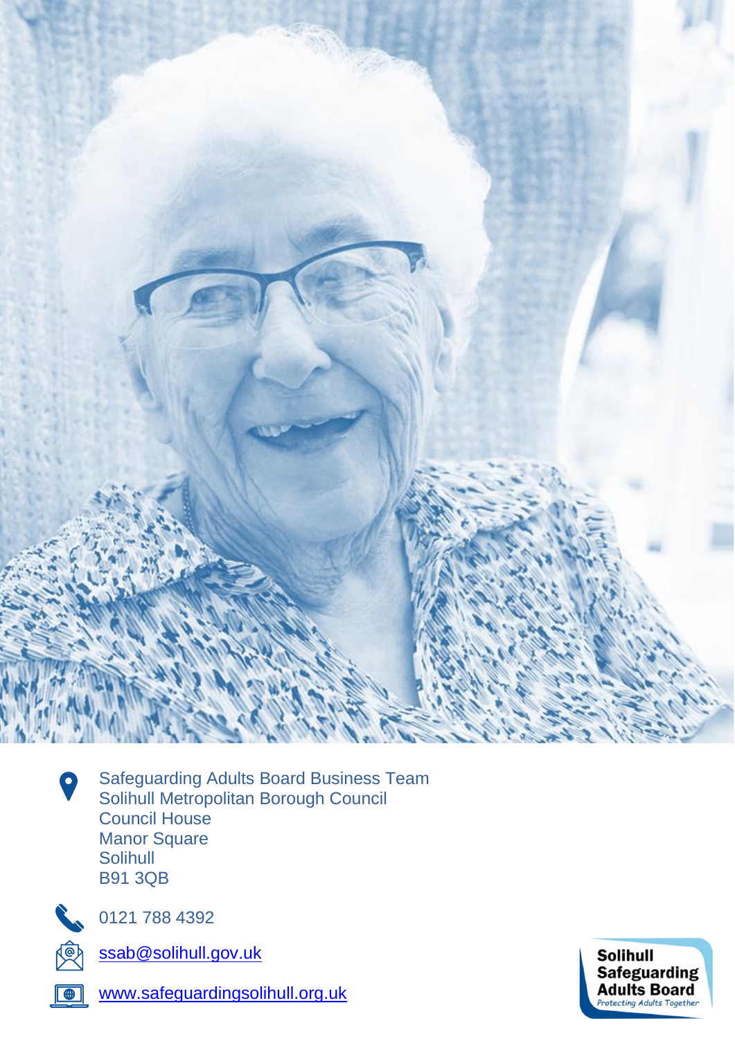Safeguarding Adults Board Business Team
Solihull Metropolitan Borough Council
Council House
Manor Square
Solihull
B91 3QB

0121 788 4392

ssab@solihull.gov.uk

www.safeguardingsolihull.org.uk

**Solihull Safeguarding Adults Board**
*Protecting Adults Together*